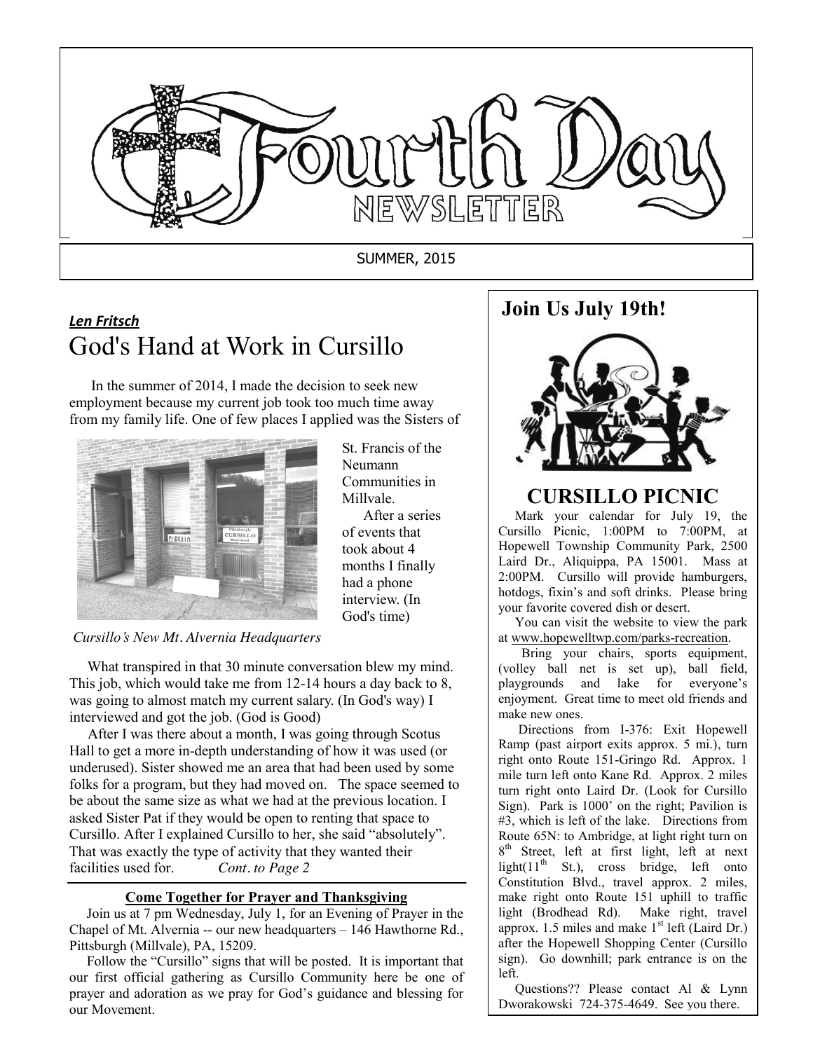# Fourth Day Newsletter

SUMMER, 2015

***Len Fritsch***

## God's Hand at Work in Cursillo

In the summer of 2014, I made the decision to seek new employment because my current job took too much time away from my family life. One of few places I applied was the Sisters of St. Francis of the Neumann Communities in Millvale.

After a series of events that took about 4 months I finally had a phone interview. (In God's time)

*Cursillo's New Mt. Alvernia Headquarters*

What transpired in that 30 minute conversation blew my mind. This job, which would take me from 12-14 hours a day back to 8, was going to almost match my current salary. (In God's way) I interviewed and got the job. (God is Good)

After I was there about a month, I was going through Scotus Hall to get a more in-depth understanding of how it was used (or underused). Sister showed me an area that had been used by some folks for a program, but they had moved on. The space seemed to be about the same size as what we had at the previous location. I asked Sister Pat if they would be open to renting that space to Cursillo. After I explained Cursillo to her, she said "absolutely". That was exactly the type of activity that they wanted their facilities used for. *Cont. to Page 2*

### Come Together for Prayer and Thanksgiving

Join us at 7 pm Wednesday, July 1, for an Evening of Prayer in the Chapel of Mt. Alvernia -- our new headquarters – 146 Hawthorne Rd., Pittsburgh (Millvale), PA, 15209.

Follow the "Cursillo" signs that will be posted. It is important that our first official gathering as Cursillo Community here be one of prayer and adoration as we pray for God's guidance and blessing for our Movement.

## Join Us July 19th!

### CURSILLO PICNIC

Mark your calendar for July 19, the Cursillo Picnic, 1:00PM to 7:00PM, at Hopewell Township Community Park, 2500 Laird Dr., Aliquippa, PA 15001. Mass at 2:00PM. Cursillo will provide hamburgers, hotdogs, fixin's and soft drinks. Please bring your favorite covered dish or desert.

You can visit the website to view the park at www.hopewelltwp.com/parks-recreation.

Bring your chairs, sports equipment, (volley ball net is set up), ball field, playgrounds and lake for everyone's enjoyment. Great time to meet old friends and make new ones.

Directions from I-376: Exit Hopewell Ramp (past airport exits approx. 5 mi.), turn right onto Route 151-Gringo Rd. Approx. 1 mile turn left onto Kane Rd. Approx. 2 miles turn right onto Laird Dr. (Look for Cursillo Sign). Park is 1000' on the right; Pavilion is #3, which is left of the lake. Directions from Route 65N: to Ambridge, at light right turn on 8th Street, left at first light, left at next light(11th St.), cross bridge, left onto Constitution Blvd., travel approx. 2 miles, make right onto Route 151 uphill to traffic light (Brodhead Rd). Make right, travel approx. 1.5 miles and make 1st left (Laird Dr.) after the Hopewell Shopping Center (Cursillo sign). Go downhill; park entrance is on the left.

Questions?? Please contact Al & Lynn Dworakowski 724-375-4649. See you there.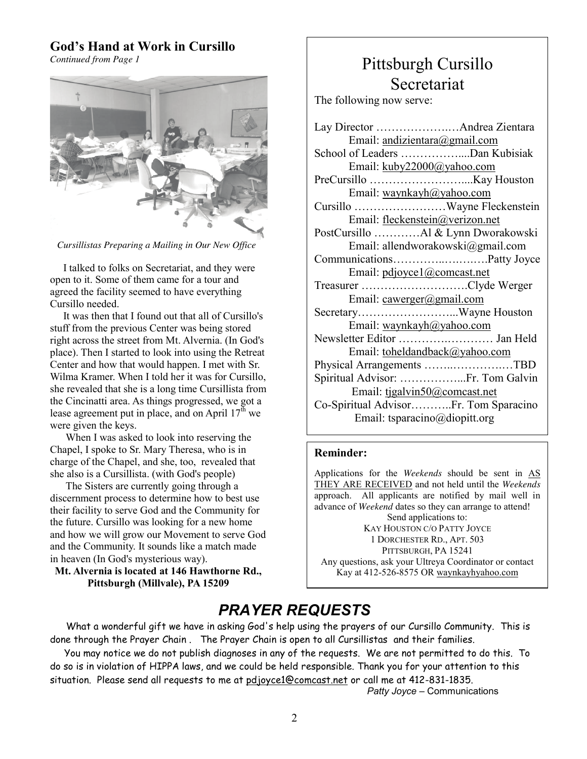## God's Hand at Work in Cursillo

*Continued from Page 1*

*Cursillistas Preparing a Mailing in Our New Office*

I talked to folks on Secretariat, and they were open to it. Some of them came for a tour and agreed the facility seemed to have everything Cursillo needed.

It was then that I found out that all of Cursillo's stuff from the previous Center was being stored right across the street from Mt. Alvernia. (In God's place). Then I started to look into using the Retreat Center and how that would happen. I met with Sr. Wilma Kramer. When I told her it was for Cursillo, she revealed that she is a long time Cursillista from the Cincinatti area. As things progressed, we got a lease agreement put in place, and on April 17th we were given the keys.

When I was asked to look into reserving the Chapel, I spoke to Sr. Mary Theresa, who is in charge of the Chapel, and she, too, revealed that she also is a Cursillista. (with God's people)

The Sisters are currently going through a discernment process to determine how to best use their facility to serve God and the Community for the future. Cursillo was looking for a new home and how we will grow our Movement to serve God and the Community. It sounds like a match made in heaven (In God's mysterious way).

**Mt. Alvernia is located at 146 Hawthorne Rd., Pittsburgh (Millvale), PA 15209**

# Pittsburgh Cursillo Secretariat

The following now serve:

Lay Director ……………….…Andrea Zientara
Email: andizientara@gmail.com

School of Leaders …………….....Dan Kubisiak
Email: kuby22000@yahoo.com

PreCursillo …………………….....Kay Houston
Email: waynkayh@yahoo.com

Cursillo ……………………Wayne Fleckenstein
Email: fleckenstein@verizon.net

PostCursillo …………Al & Lynn Dworakowski
Email: allendworakowski@gmail.com

Communications…………..….….….Patty Joyce
Email: pdjoyce1@comcast.net

Treasurer ……………………….Clyde Werger
Email: cawerger@gmail.com

Secretary……………………...Wayne Houston
Email: waynkayh@yahoo.com

Newsletter Editor ……………..………… Jan Held
Email: toheldandback@yahoo.com

Physical Arrangements ……..…………….…TBD

Spiritual Advisor: ……………...Fr. Tom Galvin
Email: tjgalvin50@comcast.net

Co-Spiritual Advisor………..Fr. Tom Sparacino
Email: tsparacino@diopitt.org

**Reminder:**

Applications for the *Weekends* should be sent in AS THEY ARE RECEIVED and not held until the *Weekends* approach. All applicants are notified by mail well in advance of *Weekend* dates so they can arrange to attend!

Send applications to:
KAY HOUSTON C/O PATTY JOYCE
1 DORCHESTER RD., APT. 503
PITTSBURGH, PA 15241

Any questions, ask your Ultreya Coordinator or contact Kay at 412-526-8575 OR waynkayhyahoo.com

# *PRAYER REQUESTS*

What a wonderful gift we have in asking God's help using the prayers of our Cursillo Community. This is done through the Prayer Chain . The Prayer Chain is open to all Cursillistas and their families.

You may notice we do not publish diagnoses in any of the requests. We are not permitted to do this. To do so is in violation of HIPPA laws, and we could be held responsible. Thank you for your attention to this situation. Please send all requests to me at pdjoyce1@comcast.net or call me at 412-831-1835.

*Patty Joyce* – Communications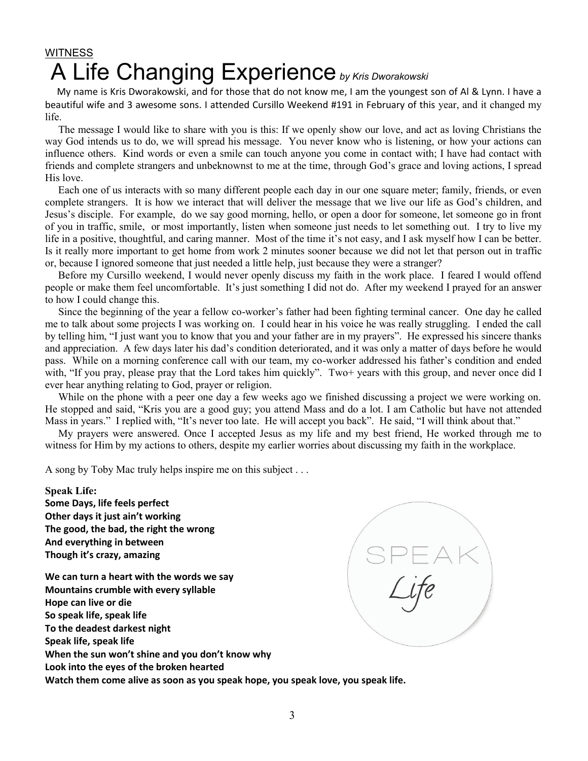WITNESS

# A Life Changing Experience *by Kris Dworakowski*

My name is Kris Dworakowski, and for those that do not know me, I am the youngest son of Al & Lynn. I have a beautiful wife and 3 awesome sons. I attended Cursillo Weekend #191 in February of this year, and it changed my life.

The message I would like to share with you is this: If we openly show our love, and act as loving Christians the way God intends us to do, we will spread his message. You never know who is listening, or how your actions can influence others. Kind words or even a smile can touch anyone you come in contact with; I have had contact with friends and complete strangers and unbeknownst to me at the time, through God's grace and loving actions, I spread His love.

Each one of us interacts with so many different people each day in our one square meter; family, friends, or even complete strangers. It is how we interact that will deliver the message that we live our life as God's children, and Jesus's disciple. For example, do we say good morning, hello, or open a door for someone, let someone go in front of you in traffic, smile, or most importantly, listen when someone just needs to let something out. I try to live my life in a positive, thoughtful, and caring manner. Most of the time it's not easy, and I ask myself how I can be better. Is it really more important to get home from work 2 minutes sooner because we did not let that person out in traffic or, because I ignored someone that just needed a little help, just because they were a stranger?

Before my Cursillo weekend, I would never openly discuss my faith in the work place. I feared I would offend people or make them feel uncomfortable. It's just something I did not do. After my weekend I prayed for an answer to how I could change this.

Since the beginning of the year a fellow co-worker's father had been fighting terminal cancer. One day he called me to talk about some projects I was working on. I could hear in his voice he was really struggling. I ended the call by telling him, "I just want you to know that you and your father are in my prayers". He expressed his sincere thanks and appreciation. A few days later his dad's condition deteriorated, and it was only a matter of days before he would pass. While on a morning conference call with our team, my co-worker addressed his father's condition and ended with, "If you pray, please pray that the Lord takes him quickly". Two+ years with this group, and never once did I ever hear anything relating to God, prayer or religion.

While on the phone with a peer one day a few weeks ago we finished discussing a project we were working on. He stopped and said, "Kris you are a good guy; you attend Mass and do a lot. I am Catholic but have not attended Mass in years." I replied with, "It's never too late. He will accept you back". He said, "I will think about that."

My prayers were answered. Once I accepted Jesus as my life and my best friend, He worked through me to witness for Him by my actions to others, despite my earlier worries about discussing my faith in the workplace.

A song by Toby Mac truly helps inspire me on this subject . . .

**Speak Life:**
**Some Days, life feels perfect**
**Other days it just ain't working**
**The good, the bad, the right the wrong**
**And everything in between**
**Though it's crazy, amazing**

**We can turn a heart with the words we say**
**Mountains crumble with every syllable**
**Hope can live or die**
**So speak life, speak life**
**To the deadest darkest night**
**Speak life, speak life**
**When the sun won't shine and you don't know why**
**Look into the eyes of the broken hearted**
**Watch them come alive as soon as you speak hope, you speak love, you speak life.**

SPEAK *Life*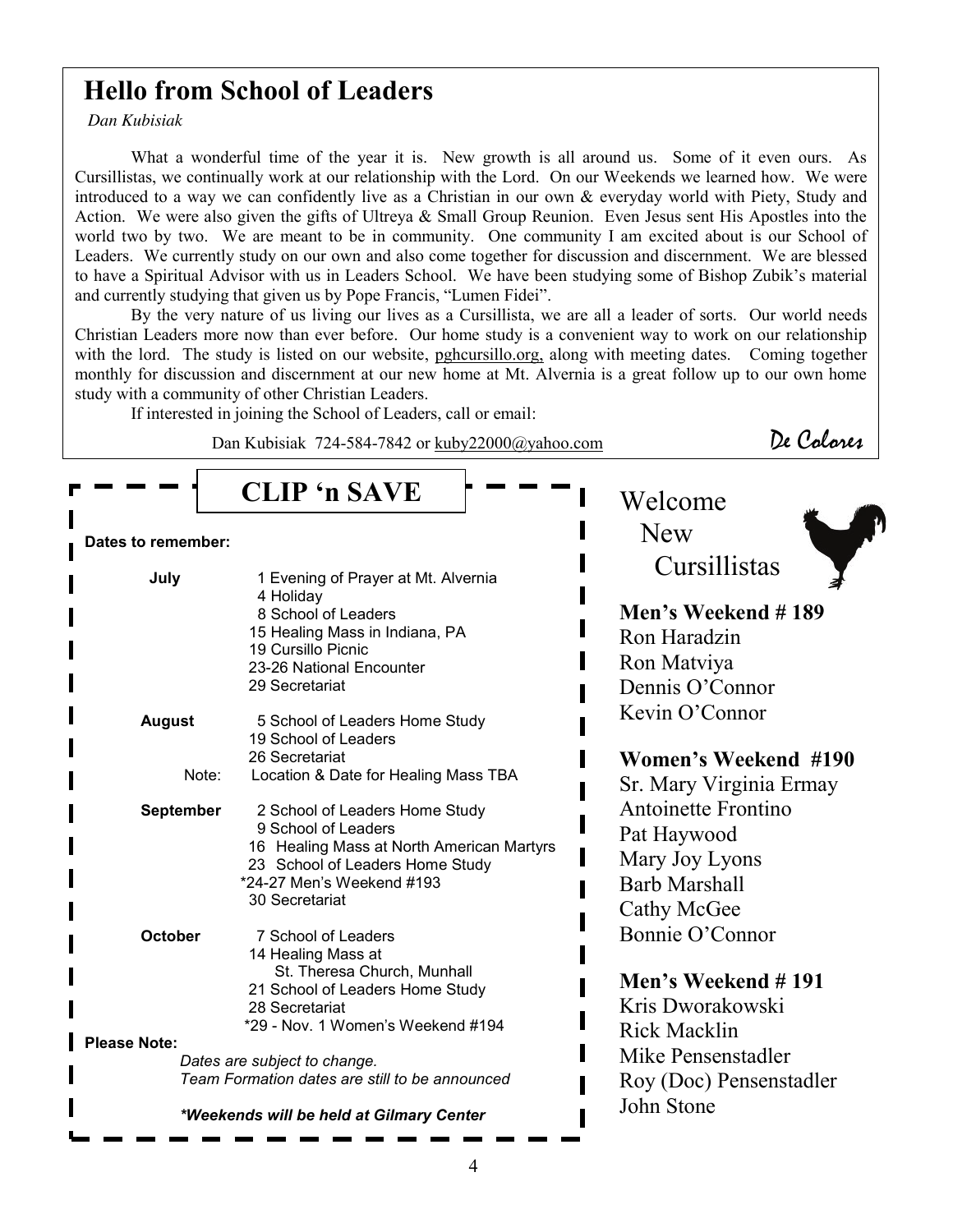## Hello from School of Leaders

*Dan Kubisiak*

What a wonderful time of the year it is. New growth is all around us. Some of it even ours. As Cursillistas, we continually work at our relationship with the Lord. On our Weekends we learned how. We were introduced to a way we can confidently live as a Christian in our own & everyday world with Piety, Study and Action. We were also given the gifts of Ultreya & Small Group Reunion. Even Jesus sent His Apostles into the world two by two. We are meant to be in community. One community I am excited about is our School of Leaders. We currently study on our own and also come together for discussion and discernment. We are blessed to have a Spiritual Advisor with us in Leaders School. We have been studying some of Bishop Zubik's material and currently studying that given us by Pope Francis, "Lumen Fidei".

By the very nature of us living our lives as a Cursillista, we are all a leader of sorts. Our world needs Christian Leaders more now than ever before. Our home study is a convenient way to work on our relationship with the lord. The study is listed on our website, pghcursillo.org, along with meeting dates. Coming together monthly for discussion and discernment at our new home at Mt. Alvernia is a great follow up to our own home study with a community of other Christian Leaders.

If interested in joining the School of Leaders, call or email:

Dan Kubisiak 724-584-7842 or kuby22000@yahoo.com

*De Colores*

## CLIP 'n SAVE

**Dates to remember:**

**July**
- 1 Evening of Prayer at Mt. Alvernia
- 4 Holiday
- 8 School of Leaders
- 15 Healing Mass in Indiana, PA
- 19 Cursillo Picnic
- 23-26 National Encounter
- 29 Secretariat

**August**
- 5 School of Leaders Home Study
- 19 School of Leaders
- 26 Secretariat

Note: Location & Date for Healing Mass TBA

**September**
- 2 School of Leaders Home Study
- 9 School of Leaders
- 16 Healing Mass at North American Martyrs
- 23 School of Leaders Home Study
- *24-27 Men's Weekend #193
- 30 Secretariat

**October**
- 7 School of Leaders
- 14 Healing Mass at St. Theresa Church, Munhall
- 21 School of Leaders Home Study
- 28 Secretariat
- *29 - Nov. 1 Women's Weekend #194

**Please Note:**

*Dates are subject to change.*
*Team Formation dates are still to be announced*

***Weekends will be held at Gilmary Center***

## Welcome New Cursillistas

**Men's Weekend # 189**
Ron Haradzin
Ron Matviya
Dennis O'Connor
Kevin O'Connor

**Women's Weekend #190**
Sr. Mary Virginia Ermay
Antoinette Frontino
Pat Haywood
Mary Joy Lyons
Barb Marshall
Cathy McGee
Bonnie O'Connor

**Men's Weekend # 191**
Kris Dworakowski
Rick Macklin
Mike Pensenstadler
Roy (Doc) Pensenstadler
John Stone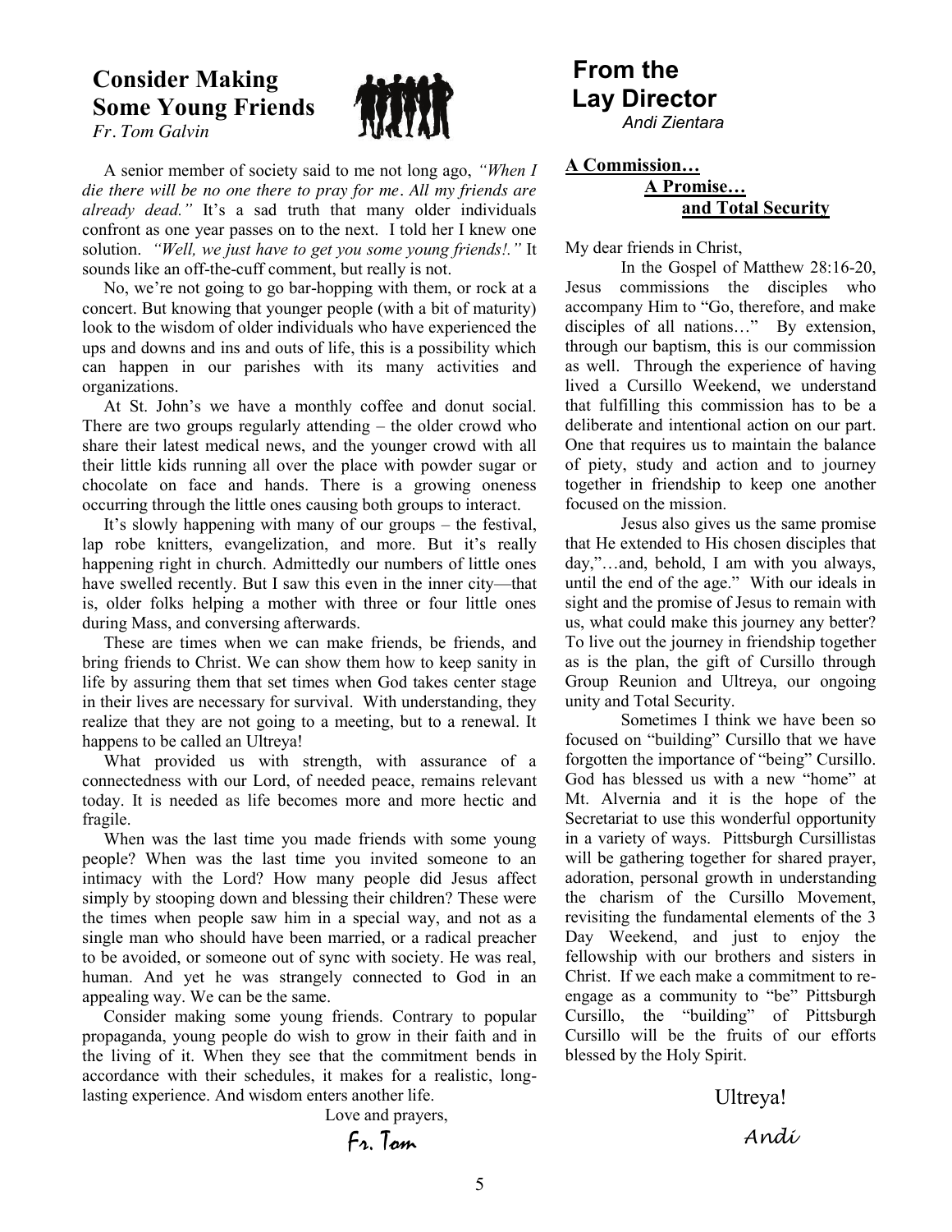## Consider Making Some Young Friends

*Fr. Tom Galvin*

A senior member of society said to me not long ago, *"When I die there will be no one there to pray for me. All my friends are already dead."* It's a sad truth that many older individuals confront as one year passes on to the next. I told her I knew one solution. *"Well, we just have to get you some young friends!."* It sounds like an off-the-cuff comment, but really is not.

No, we're not going to go bar-hopping with them, or rock at a concert. But knowing that younger people (with a bit of maturity) look to the wisdom of older individuals who have experienced the ups and downs and ins and outs of life, this is a possibility which can happen in our parishes with its many activities and organizations.

At St. John's we have a monthly coffee and donut social. There are two groups regularly attending – the older crowd who share their latest medical news, and the younger crowd with all their little kids running all over the place with powder sugar or chocolate on face and hands. There is a growing oneness occurring through the little ones causing both groups to interact.

It's slowly happening with many of our groups – the festival, lap robe knitters, evangelization, and more. But it's really happening right in church. Admittedly our numbers of little ones have swelled recently. But I saw this even in the inner city—that is, older folks helping a mother with three or four little ones during Mass, and conversing afterwards.

These are times when we can make friends, be friends, and bring friends to Christ. We can show them how to keep sanity in life by assuring them that set times when God takes center stage in their lives are necessary for survival. With understanding, they realize that they are not going to a meeting, but to a renewal. It happens to be called an Ultreya!

What provided us with strength, with assurance of a connectedness with our Lord, of needed peace, remains relevant today. It is needed as life becomes more and more hectic and fragile.

When was the last time you made friends with some young people? When was the last time you invited someone to an intimacy with the Lord? How many people did Jesus affect simply by stooping down and blessing their children? These were the times when people saw him in a special way, and not as a single man who should have been married, or a radical preacher to be avoided, or someone out of sync with society. He was real, human. And yet he was strangely connected to God in an appealing way. We can be the same.

Consider making some young friends. Contrary to popular propaganda, young people do wish to grow in their faith and in the living of it. When they see that the commitment bends in accordance with their schedules, it makes for a realistic, long-lasting experience. And wisdom enters another life.

Love and prayers,

Fr. Tom

## From the Lay Director

*Andi Zientara*

**A Commission… A Promise… and Total Security**

My dear friends in Christ,

In the Gospel of Matthew 28:16-20, Jesus commissions the disciples who accompany Him to "Go, therefore, and make disciples of all nations…" By extension, through our baptism, this is our commission as well. Through the experience of having lived a Cursillo Weekend, we understand that fulfilling this commission has to be a deliberate and intentional action on our part. One that requires us to maintain the balance of piety, study and action and to journey together in friendship to keep one another focused on the mission.

Jesus also gives us the same promise that He extended to His chosen disciples that day,"…and, behold, I am with you always, until the end of the age." With our ideals in sight and the promise of Jesus to remain with us, what could make this journey any better? To live out the journey in friendship together as is the plan, the gift of Cursillo through Group Reunion and Ultreya, our ongoing unity and Total Security.

Sometimes I think we have been so focused on "building" Cursillo that we have forgotten the importance of "being" Cursillo. God has blessed us with a new "home" at Mt. Alvernia and it is the hope of the Secretariat to use this wonderful opportunity in a variety of ways. Pittsburgh Cursillistas will be gathering together for shared prayer, adoration, personal growth in understanding the charism of the Cursillo Movement, revisiting the fundamental elements of the 3 Day Weekend, and just to enjoy the fellowship with our brothers and sisters in Christ. If we each make a commitment to re-engage as a community to "be" Pittsburgh Cursillo, the "building" of Pittsburgh Cursillo will be the fruits of our efforts blessed by the Holy Spirit.

Ultreya!

Andi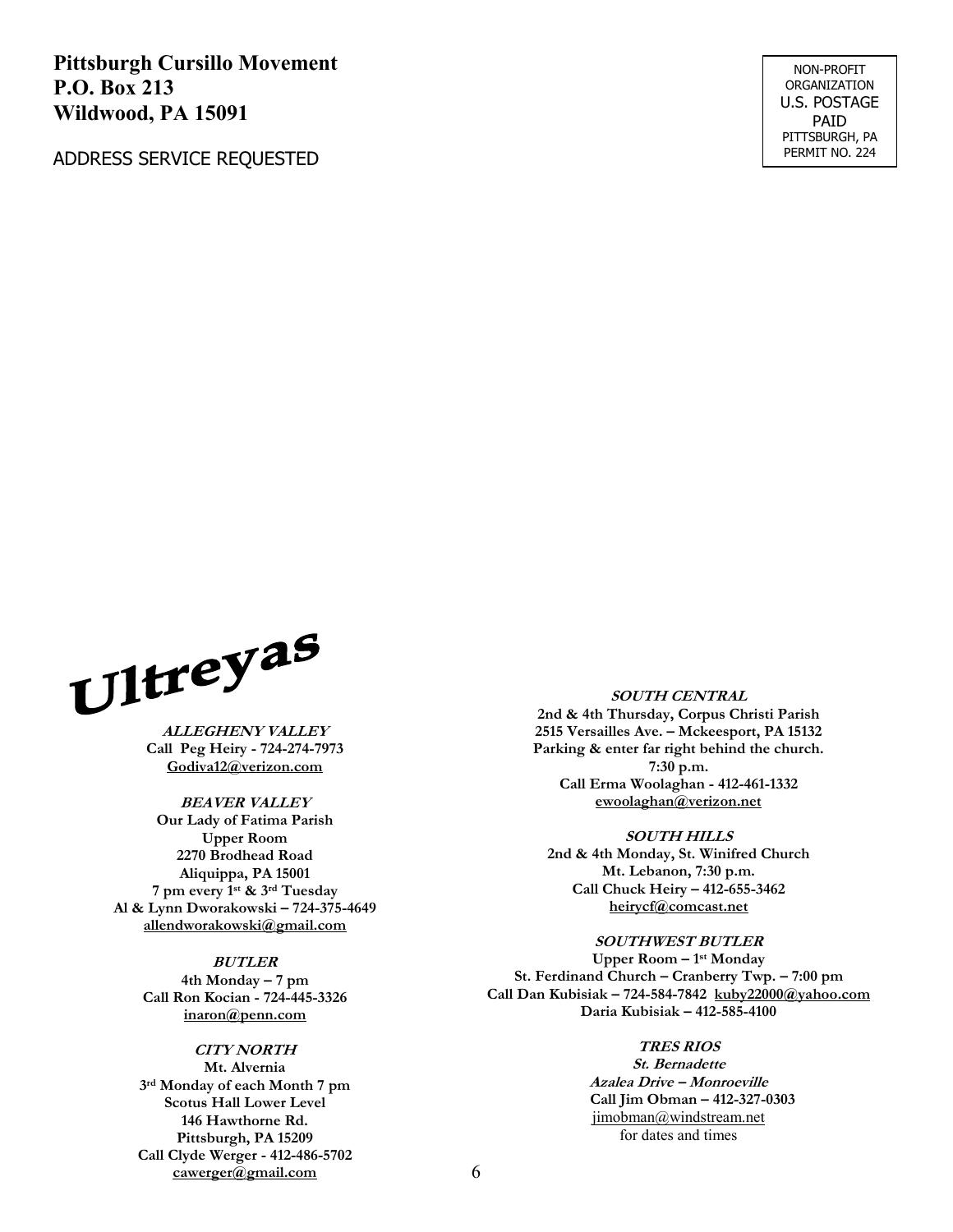**Pittsburgh Cursillo Movement**
**P.O. Box 213**
**Wildwood, PA 15091**

ADDRESS SERVICE REQUESTED

NON-PROFIT
ORGANIZATION
U.S. POSTAGE
PAID
PITTSBURGH, PA
PERMIT NO. 224

# Ultreyas

***ALLEGHENY VALLEY***
**Call Peg Heiry - 724-274-7973**
**Godiva12@verizon.com**

***BEAVER VALLEY***
**Our Lady of Fatima Parish**
**Upper Room**
**2270 Brodhead Road**
**Aliquippa, PA 15001**
**7 pm every 1st & 3rd Tuesday**
**Al & Lynn Dworakowski – 724-375-4649**
**allendworakowski@gmail.com**

***BUTLER***
**4th Monday – 7 pm**
**Call Ron Kocian - 724-445-3326**
**inaron@penn.com**

***CITY NORTH***
**Mt. Alvernia**
**3rd Monday of each Month 7 pm**
**Scotus Hall Lower Level**
**146 Hawthorne Rd.**
**Pittsburgh, PA 15209**
**Call Clyde Werger - 412-486-5702**
**cawerger@gmail.com**

***SOUTH CENTRAL***
**2nd & 4th Thursday, Corpus Christi Parish**
**2515 Versailles Ave. – Mckeesport, PA 15132**
**Parking & enter far right behind the church.**
**7:30 p.m.**
**Call Erma Woolaghan - 412-461-1332**
**ewoolaghan@verizon.net**

***SOUTH HILLS***
**2nd & 4th Monday, St. Winifred Church**
**Mt. Lebanon, 7:30 p.m.**
**Call Chuck Heiry – 412-655-3462**
**heirycf@comcast.net**

***SOUTHWEST BUTLER***
**Upper Room – 1st Monday**
**St. Ferdinand Church – Cranberry Twp. – 7:00 pm**
**Call Dan Kubisiak – 724-584-7842 kuby22000@yahoo.com**
**Daria Kubisiak – 412-585-4100**

***TRES RIOS***
***St. Bernadette***
***Azalea Drive – Monroeville***
**Call Jim Obman – 412-327-0303**
jimobman@windstream.net
for dates and times